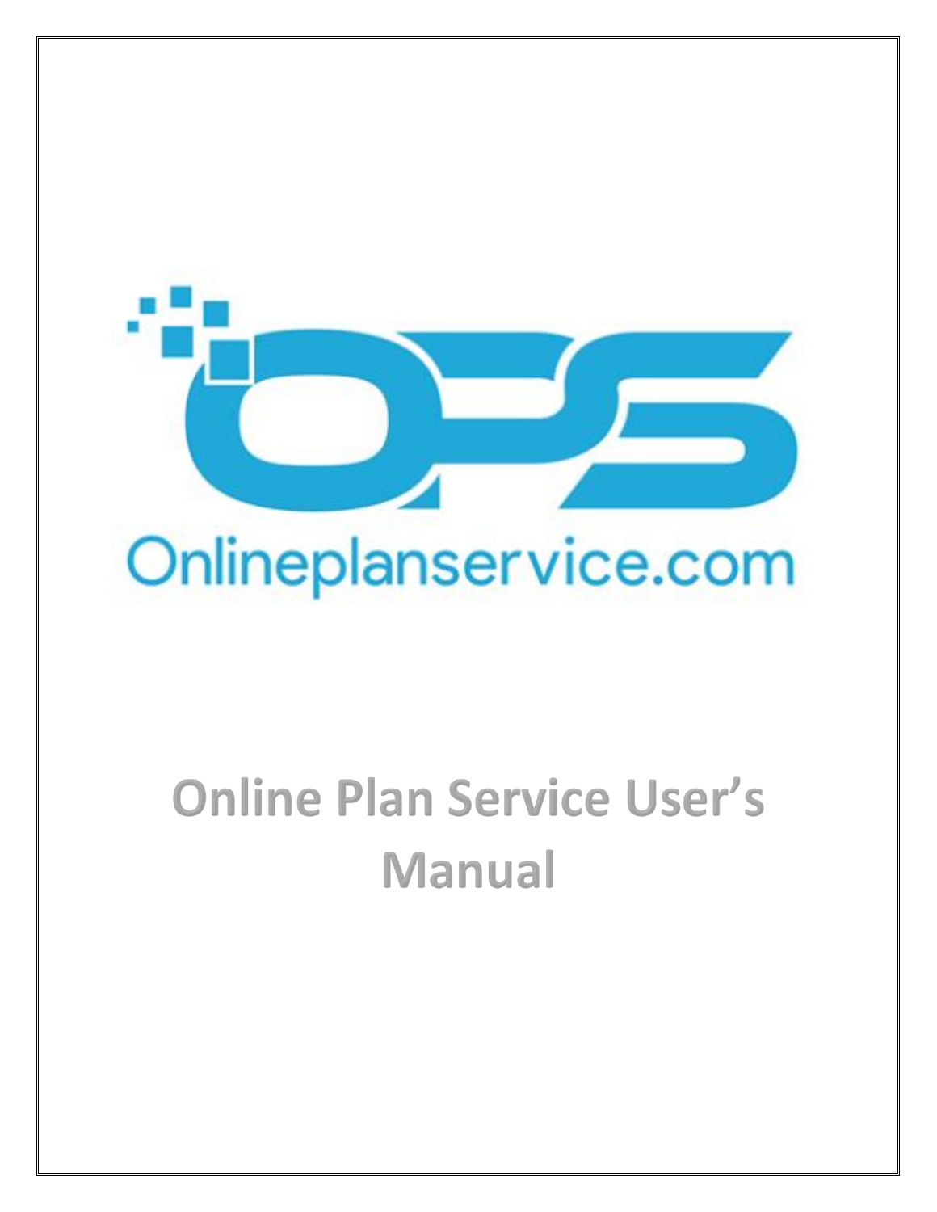Onlineplanservice.com

# Online Plan Service User's Manual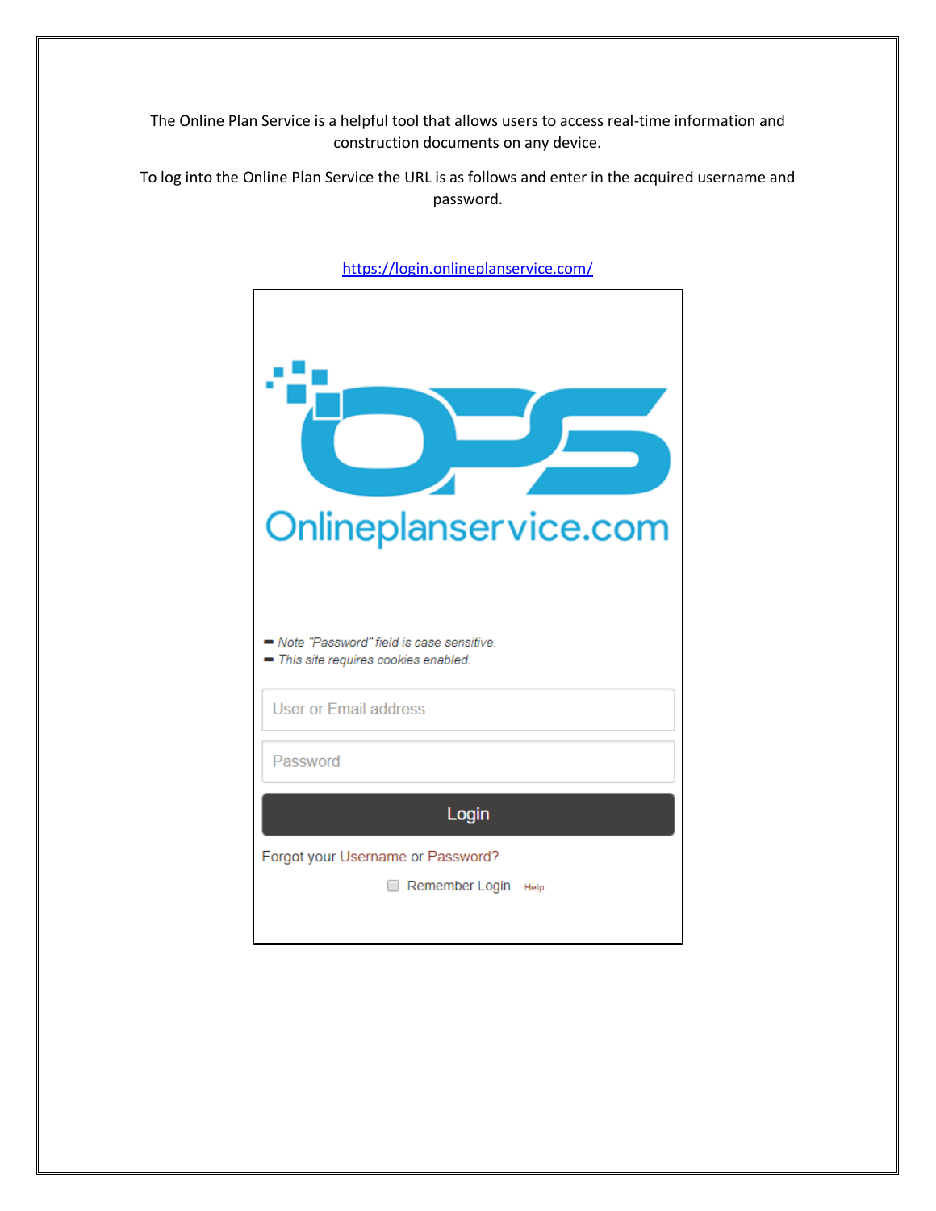The Online Plan Service is a helpful tool that allows users to access real-time information and construction documents on any device.

To log into the Online Plan Service the URL is as follows and enter in the acquired username and password.

https://login.onlineplanservice.com/

Onlineplanservice.com

- *Note "Password" field is case sensitive.*
- *This site requires cookies enabled.*

User or Email address

Password

Login

Forgot your Username or Password?

Remember Login Help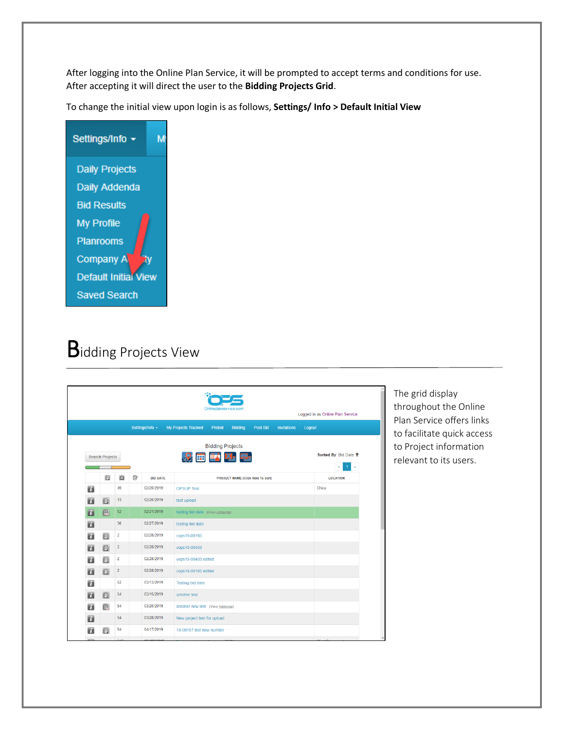After logging into the Online Plan Service, it will be prompted to accept terms and conditions for use. After accepting it will direct the user to the **Bidding Projects Grid**.

To change the initial view upon login is as follows, **Settings/ Info > Default Initial View**

# Bidding Projects View

The grid display throughout the Online Plan Service offers links to facilitate quick access to Project information relevant to its users.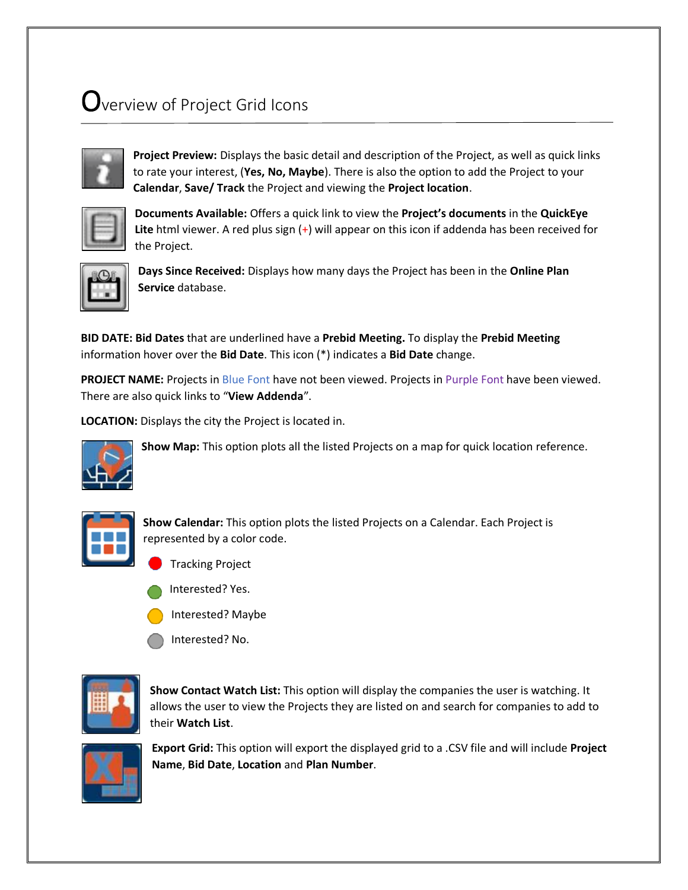# Overview of Project Grid Icons

**Project Preview:** Displays the basic detail and description of the Project, as well as quick links to rate your interest, (**Yes, No, Maybe**). There is also the option to add the Project to your **Calendar**, **Save/ Track** the Project and viewing the **Project location**.

**Documents Available:** Offers a quick link to view the **Project's documents** in the **QuickEye Lite** html viewer. A red plus sign (+) will appear on this icon if addenda has been received for the Project.

**Days Since Received:** Displays how many days the Project has been in the **Online Plan Service** database.

**BID DATE: Bid Dates** that are underlined have a **Prebid Meeting.** To display the **Prebid Meeting** information hover over the **Bid Date**. This icon (*) indicates a **Bid Date** change.

**PROJECT NAME:** Projects in Blue Font have not been viewed. Projects in Purple Font have been viewed. There are also quick links to "**View Addenda**".

**LOCATION:** Displays the city the Project is located in.

**Show Map:** This option plots all the listed Projects on a map for quick location reference.

**Show Calendar:** This option plots the listed Projects on a Calendar. Each Project is represented by a color code.

- Tracking Project
- Interested? Yes.
- Interested? Maybe
- Interested? No.

**Show Contact Watch List:** This option will display the companies the user is watching. It allows the user to view the Projects they are listed on and search for companies to add to their **Watch List**.

**Export Grid:** This option will export the displayed grid to a .CSV file and will include **Project Name**, **Bid Date**, **Location** and **Plan Number**.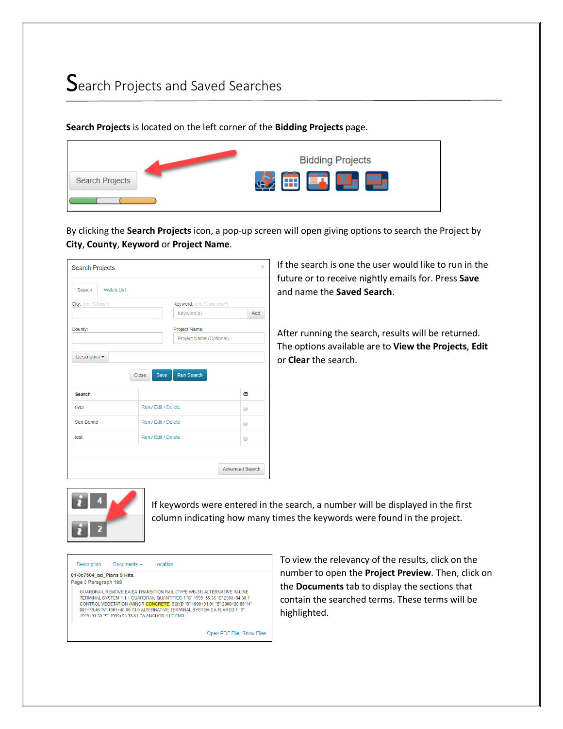# Search Projects and Saved Searches

**Search Projects** is located on the left corner of the **Bidding Projects** page.

By clicking the **Search Projects** icon, a pop-up screen will open giving options to search the Project by **City**, **County**, **Keyword** or **Project Name**.

If the search is one the user would like to run in the future or to receive nightly emails for. Press **Save** and name the **Saved Search**.

After running the search, results will be returned. The options available are to **View the Projects**, **Edit** or **Clear** the search.

If keywords were entered in the search, a number will be displayed in the first column indicating how many times the keywords were found in the project.

To view the relevancy of the results, click on the number to open the **Project Preview**. Then, click on the **Documents** tab to display the sections that contain the searched terms. These terms will be highlighted.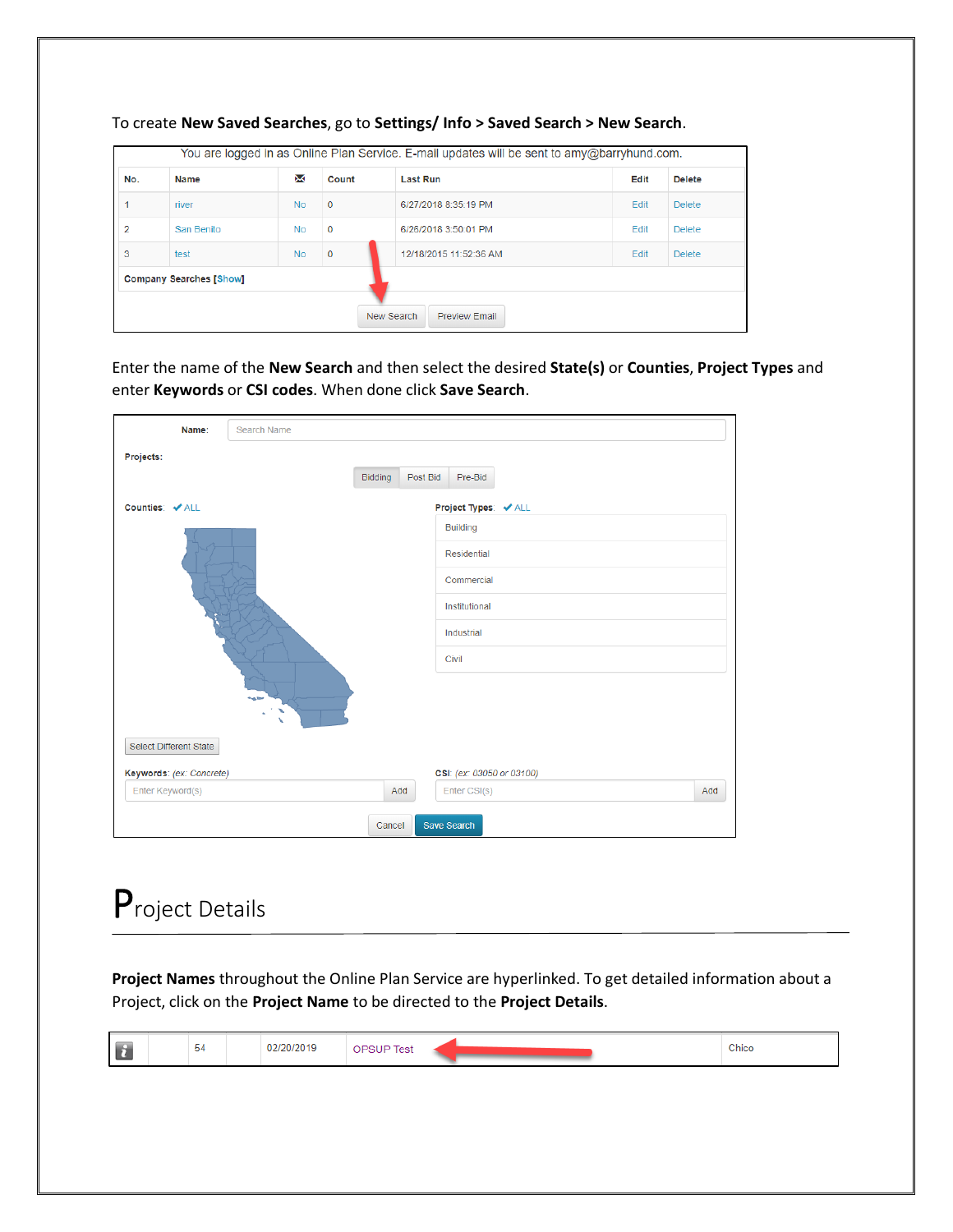To create **New Saved Searches**, go to **Settings/ Info > Saved Search > New Search**.

You are logged in as Online Plan Service. E-mail updates will be sent to amy@barryhund.com.

| No. | Name | ✉ | Count | Last Run | Edit | Delete |
|---|---|---|---|---|---|---|
| 1 | river | No | 0 | 6/27/2018 8:35:19 PM | Edit | Delete |
| 2 | San Benito | No | 0 | 6/26/2018 3:50:01 PM | Edit | Delete |
| 3 | test | No | 0 | 12/18/2015 11:52:36 AM | Edit | Delete |

Company Searches [Show]

New Search | Preview Email

Enter the name of the **New Search** and then select the desired **State(s)** or **Counties**, **Project Types** and enter **Keywords** or **CSI codes**. When done click **Save Search**.

Name: Search Name

Projects: Bidding | Post Bid | Pre-Bid

Counties: ✔ALL

Project Types: ✔ALL
- Building
- Residential
- Commercial
- Institutional
- Industrial
- Civil

Select Different State

Keywords: *(ex: Concrete)* Enter Keyword(s) Add

CSI: *(ex: 03050 or 03100)* Enter CSI(s) Add

Cancel | Save Search

# Project Details

**Project Names** throughout the Online Plan Service are hyperlinked. To get detailed information about a Project, click on the **Project Name** to be directed to the **Project Details**.

| i | | 54 | | 02/20/2019 | OPSUP Test | Chico |
|---|---|---|---|---|---|---|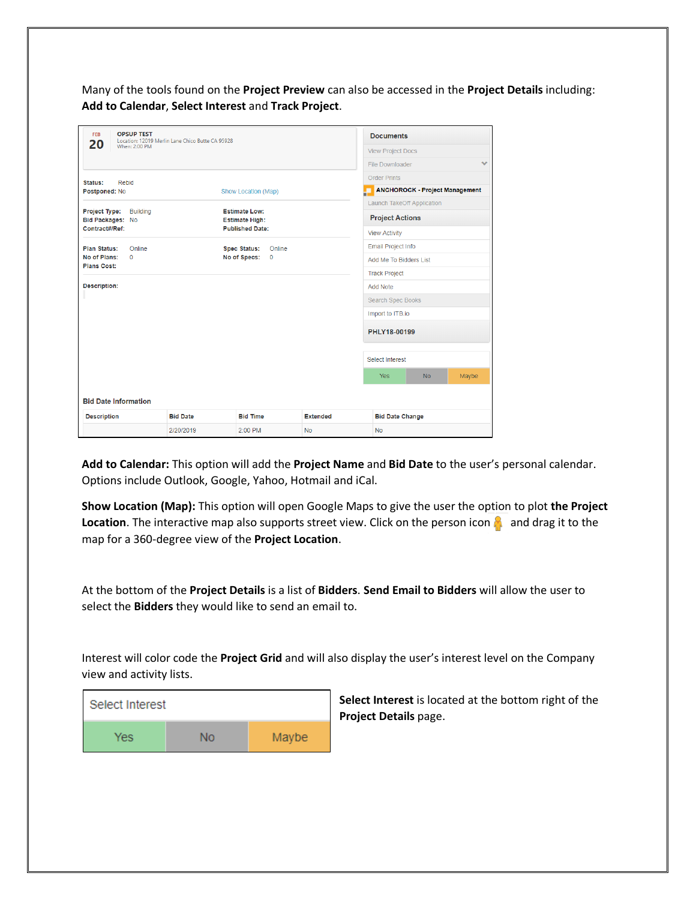Many of the tools found on the **Project Preview** can also be accessed in the **Project Details** including: **Add to Calendar**, **Select Interest** and **Track Project**.

**Add to Calendar:** This option will add the **Project Name** and **Bid Date** to the user's personal calendar. Options include Outlook, Google, Yahoo, Hotmail and iCal.

**Show Location (Map):** This option will open Google Maps to give the user the option to plot **the Project Location**. The interactive map also supports street view. Click on the person icon and drag it to the map for a 360-degree view of the **Project Location**.

At the bottom of the **Project Details** is a list of **Bidders**. **Send Email to Bidders** will allow the user to select the **Bidders** they would like to send an email to.

Interest will color code the **Project Grid** and will also display the user's interest level on the Company view and activity lists.

**Select Interest** is located at the bottom right of the **Project Details** page.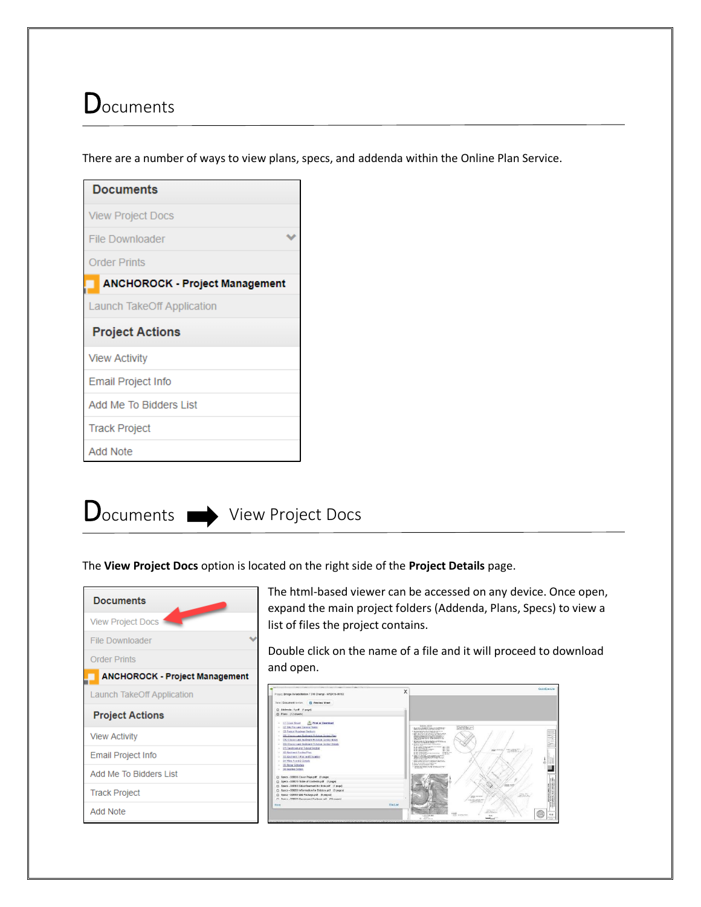# Documents

There are a number of ways to view plans, specs, and addenda within the Online Plan Service.

# Documents ➡ View Project Docs

The **View Project Docs** option is located on the right side of the **Project Details** page.

The html-based viewer can be accessed on any device. Once open, expand the main project folders (Addenda, Plans, Specs) to view a list of files the project contains.

Double click on the name of a file and it will proceed to download and open.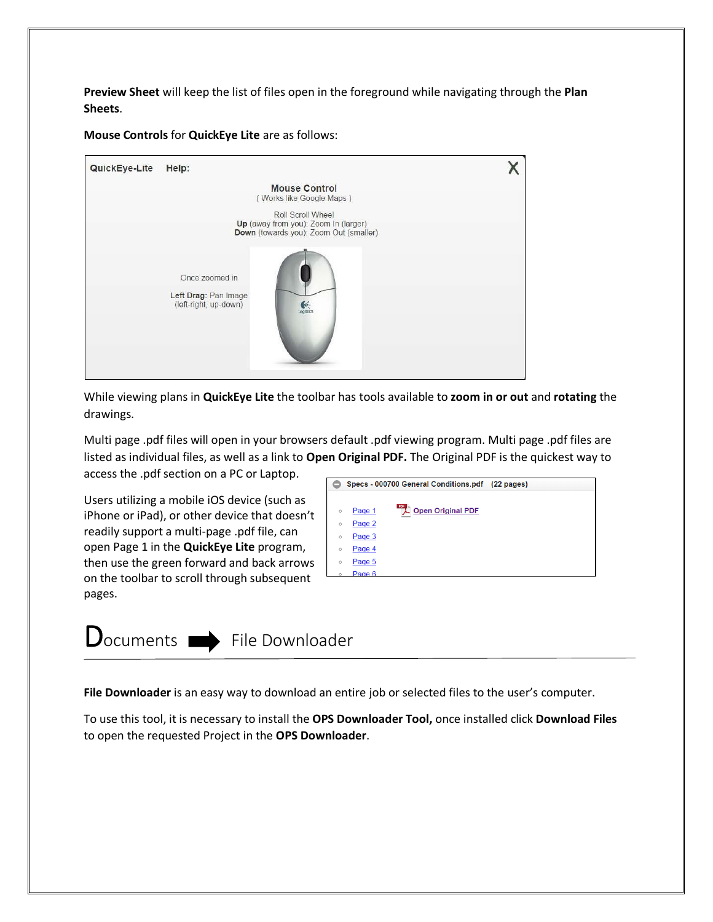**Preview Sheet** will keep the list of files open in the foreground while navigating through the **Plan Sheets**.

**Mouse Controls** for **QuickEye Lite** are as follows:

QuickEye-Lite Help:

Mouse Control
( Works like Google Maps )

Roll Scroll Wheel
**Up** (away from you): Zoom In (larger)
**Down** (towards you): Zoom Out (smaller)

Once zoomed in

**Left Drag:** Pan Image
(left-right, up-down)

While viewing plans in **QuickEye Lite** the toolbar has tools available to **zoom in or out** and **rotating** the drawings.

Multi page .pdf files will open in your browsers default .pdf viewing program. Multi page .pdf files are listed as individual files, as well as a link to **Open Original PDF.** The Original PDF is the quickest way to access the .pdf section on a PC or Laptop.

Users utilizing a mobile iOS device (such as iPhone or iPad), or other device that doesn't readily support a multi-page .pdf file, can open Page 1 in the **QuickEye Lite** program, then use the green forward and back arrows on the toolbar to scroll through subsequent pages.

Specs - 000700 General Conditions.pdf (22 pages)

- Page 1
- Page 2
- Page 3
- Page 4
- Page 5
- Page 6

Open Original PDF

## Documents ➡ File Downloader

**File Downloader** is an easy way to download an entire job or selected files to the user's computer.

To use this tool, it is necessary to install the **OPS Downloader Tool,** once installed click **Download Files** to open the requested Project in the **OPS Downloader**.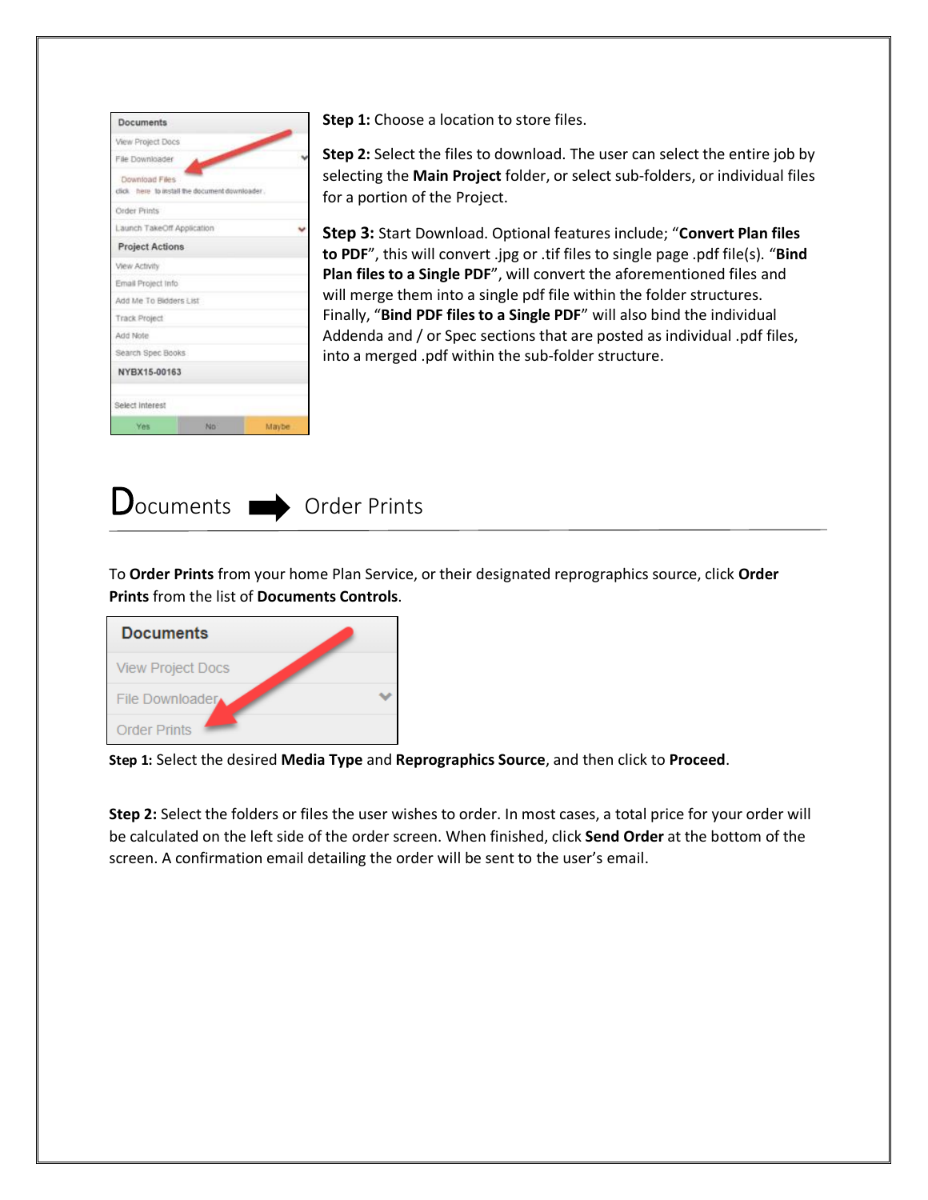**Step 1:** Choose a location to store files.

**Step 2:** Select the files to download. The user can select the entire job by selecting the **Main Project** folder, or select sub-folders, or individual files for a portion of the Project.

**Step 3:** Start Download. Optional features include; "**Convert Plan files to PDF**", this will convert .jpg or .tif files to single page .pdf file(s). "**Bind Plan files to a Single PDF**", will convert the aforementioned files and will merge them into a single pdf file within the folder structures. Finally, "**Bind PDF files to a Single PDF**" will also bind the individual Addenda and / or Spec sections that are posted as individual .pdf files, into a merged .pdf within the sub-folder structure.

## Documents ➡ Order Prints

To **Order Prints** from your home Plan Service, or their designated reprographics source, click **Order Prints** from the list of **Documents Controls**.

**Step 1:** Select the desired **Media Type** and **Reprographics Source**, and then click to **Proceed**.

**Step 2:** Select the folders or files the user wishes to order. In most cases, a total price for your order will be calculated on the left side of the order screen. When finished, click **Send Order** at the bottom of the screen. A confirmation email detailing the order will be sent to the user's email.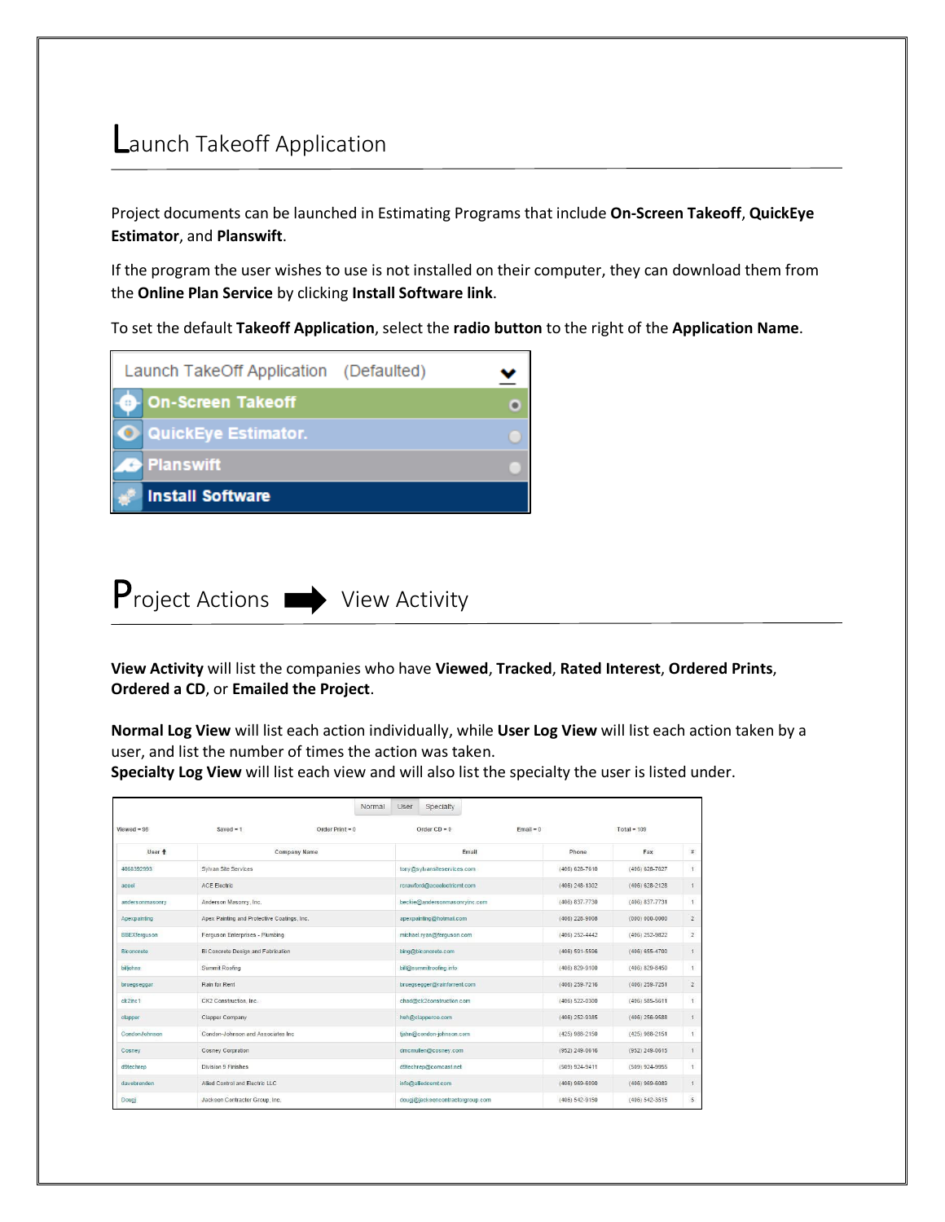# Launch Takeoff Application

Project documents can be launched in Estimating Programs that include **On-Screen Takeoff**, **QuickEye Estimator**, and **Planswift**.

If the program the user wishes to use is not installed on their computer, they can download them from the **Online Plan Service** by clicking **Install Software link**.

To set the default **Takeoff Application**, select the **radio button** to the right of the **Application Name**.

Launch TakeOff Application (Defaulted)

- On-Screen Takeoff
- QuickEye Estimator.
- Planswift
- Install Software

# Project Actions ➡ View Activity

**View Activity** will list the companies who have **Viewed**, **Tracked**, **Rated Interest**, **Ordered Prints**, **Ordered a CD**, or **Emailed the Project**.

**Normal Log View** will list each action individually, while **User Log View** will list each action taken by a user, and list the number of times the action was taken.
**Specialty Log View** will list each view and will also list the specialty the user is listed under.

Normal | User | Specialty

Viewed = 98 | Saved = 1 | Order Print = 0 | Order CD = 0 | Email = 0 | Total = 109

| User | Company Name | Email | Phone | Fax | # |
|---|---|---|---|---|---|
| 4068382993 | Sylvan Site Services | tony@sylvansiteservices.com | (406) 628-7610 | (406) 628-7627 | 1 |
| aceel | ACE Electric | rcrawford@aceelectricmt.com | (406) 248-1302 | (406) 628-2128 | 1 |
| andersonmasonry | Anderson Masonry, Inc. | beckie@andersonmasonryinc.com | (406) 837-7730 | (406) 837-7731 | 1 |
| Apexpainting | Apex Painting and Protective Coatings, Inc. | apexpainting@hotmail.com | (406) 228-9908 | (000) 000-0000 | 2 |
| BBEXferguson | Ferguson Enterprises - Plumbing | michael.ryan@ferguson.com | (406) 252-4442 | (406) 252-9822 | 2 |
| Biconcrete | Bi Concrete Design and Fabrication | bing@biconcrete.com | (406) 501-5506 | (406) 655-4700 | 1 |
| billjohns | Summit Roofing | bill@summitroofing.info | (406) 829-9100 | (406) 829-8450 | 1 |
| bruegseggar | Rain for Rent | bruegsegger@rainforrent.com | (406) 259-7216 | (406) 259-7251 | 2 |
| ck2inc1 | CK2 Construction, Inc. | chad@ck2construction.com | (406) 522-0300 | (406) 585-5611 | 1 |
| clapper | Clapper Company | hsh@clapperco.com | (406) 252-9385 | (406) 256-0588 | 1 |
| CondonJohnson | Condon-Johnson and Associates Inc | tjahn@condon-johnson.com | (425) 988-2150 | (425) 988-2151 | 1 |
| Cosney | Cosney Corpration | cmcmullen@cosney.com | (952) 249-0616 | (952) 249-0615 | 1 |
| d9techrep | Division 9 Finishes | d9techrep@comcast.net | (509) 924-9411 | (509) 924-9955 | 1 |
| davebranden | Allied Control and Electric LLC | info@alliedcontrol.com | (406) 969-6090 | (406) 969-6080 | 1 |
| Dougj | Jackson Contractor Group, Inc. | dougj@jacksoncontractorgroup.com | (406) 542-9150 | (406) 542-3515 | 5 |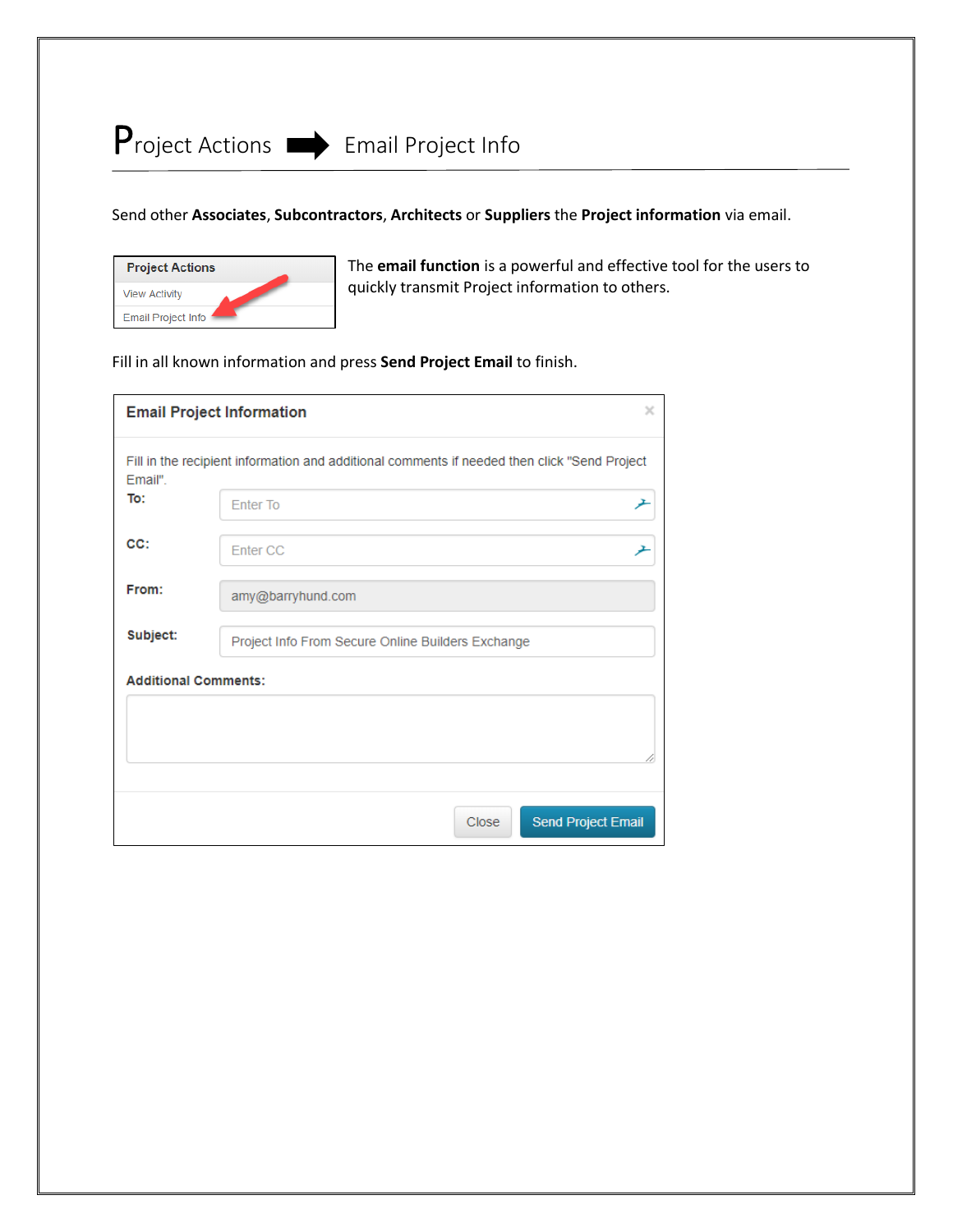# Project Actions ➡ Email Project Info

Send other **Associates**, **Subcontractors**, **Architects** or **Suppliers** the **Project information** via email.

**Project Actions**

View Activity

Email Project Info

The **email function** is a powerful and effective tool for the users to quickly transmit Project information to others.

Fill in all known information and press **Send Project Email** to finish.

**Email Project Information**

Fill in the recipient information and additional comments if needed then click "Send Project Email".

**To:** Enter To

**CC:** Enter CC

**From:** amy@barryhund.com

**Subject:** Project Info From Secure Online Builders Exchange

**Additional Comments:**

Close | Send Project Email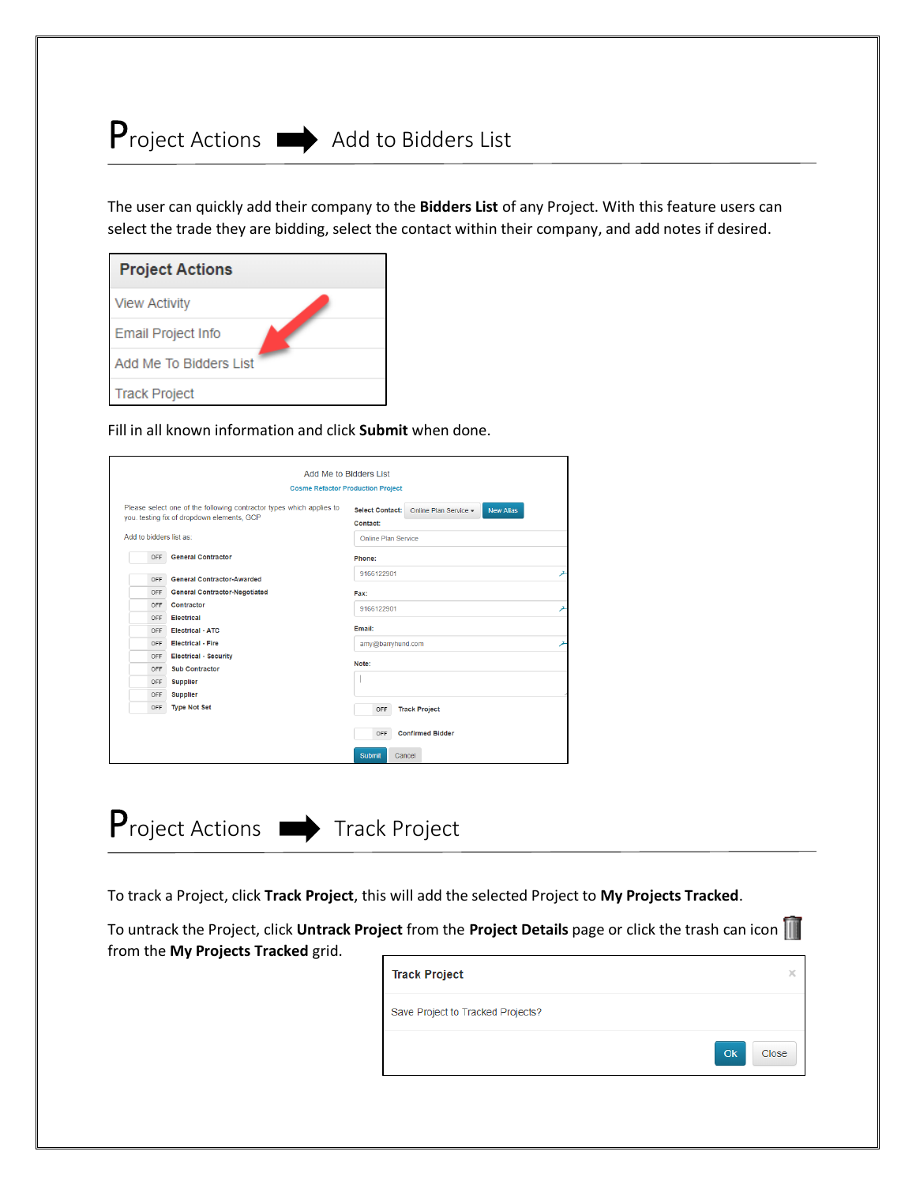# Project Actions ➡ Add to Bidders List

The user can quickly add their company to the **Bidders List** of any Project. With this feature users can select the trade they are bidding, select the contact within their company, and add notes if desired.

Fill in all known information and click **Submit** when done.

# Project Actions ➡ Track Project

To track a Project, click **Track Project**, this will add the selected Project to **My Projects Tracked**.

To untrack the Project, click **Untrack Project** from the **Project Details** page or click the trash can icon from the **My Projects Tracked** grid.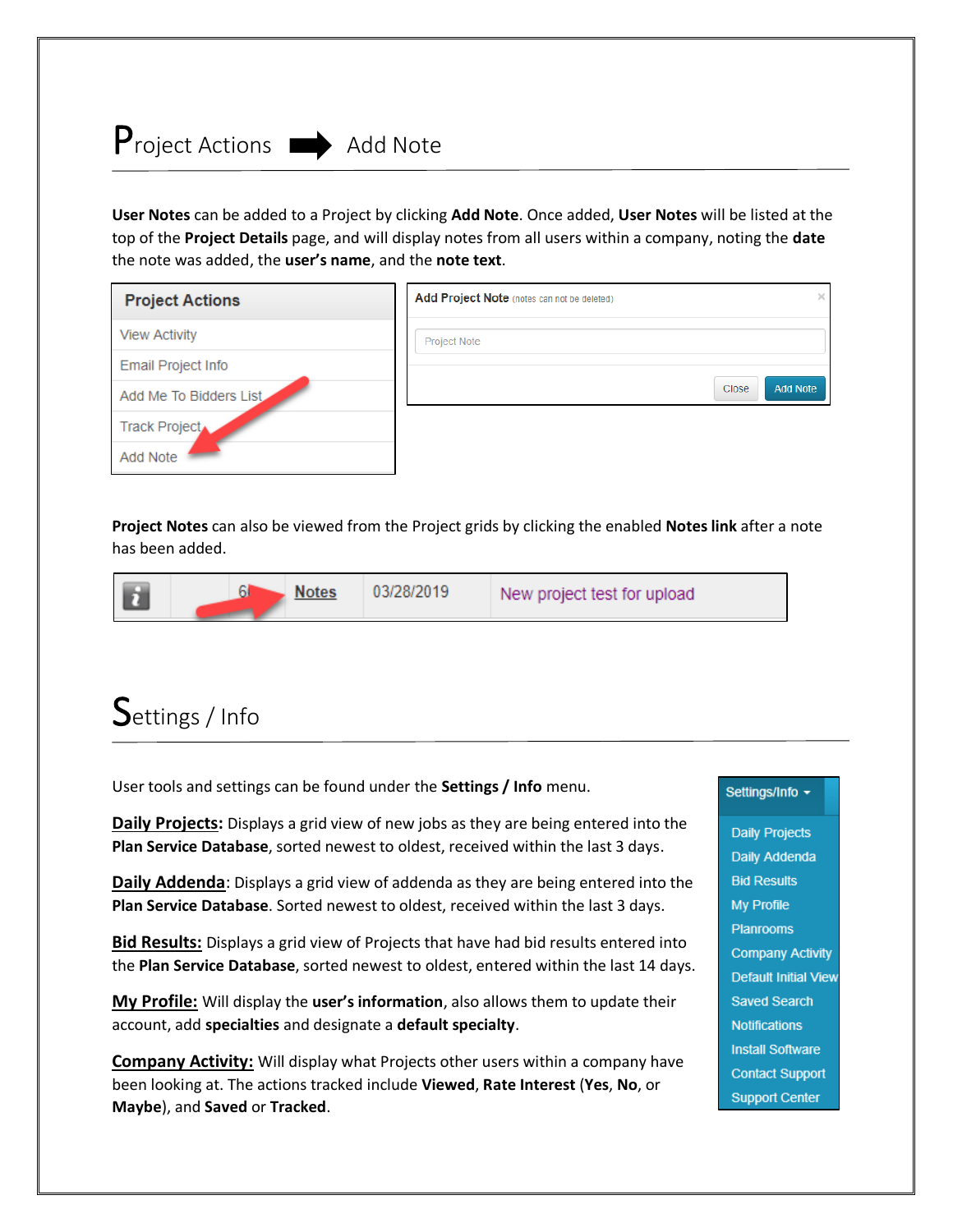## Project Actions ➡ Add Note

**User Notes** can be added to a Project by clicking **Add Note**. Once added, **User Notes** will be listed at the top of the **Project Details** page, and will display notes from all users within a company, noting the **date** the note was added, the **user's name**, and the **note text**.

**Project Notes** can also be viewed from the Project grids by clicking the enabled **Notes link** after a note has been added.

## Settings / Info

User tools and settings can be found under the **Settings / Info** menu.

**Daily Projects:** Displays a grid view of new jobs as they are being entered into the **Plan Service Database**, sorted newest to oldest, received within the last 3 days.

**Daily Addenda**: Displays a grid view of addenda as they are being entered into the **Plan Service Database**. Sorted newest to oldest, received within the last 3 days.

**Bid Results:** Displays a grid view of Projects that have had bid results entered into the **Plan Service Database**, sorted newest to oldest, entered within the last 14 days.

**My Profile:** Will display the **user's information**, also allows them to update their account, add **specialties** and designate a **default specialty**.

**Company Activity:** Will display what Projects other users within a company have been looking at. The actions tracked include **Viewed**, **Rate Interest** (**Yes**, **No**, or **Maybe**), and **Saved** or **Tracked**.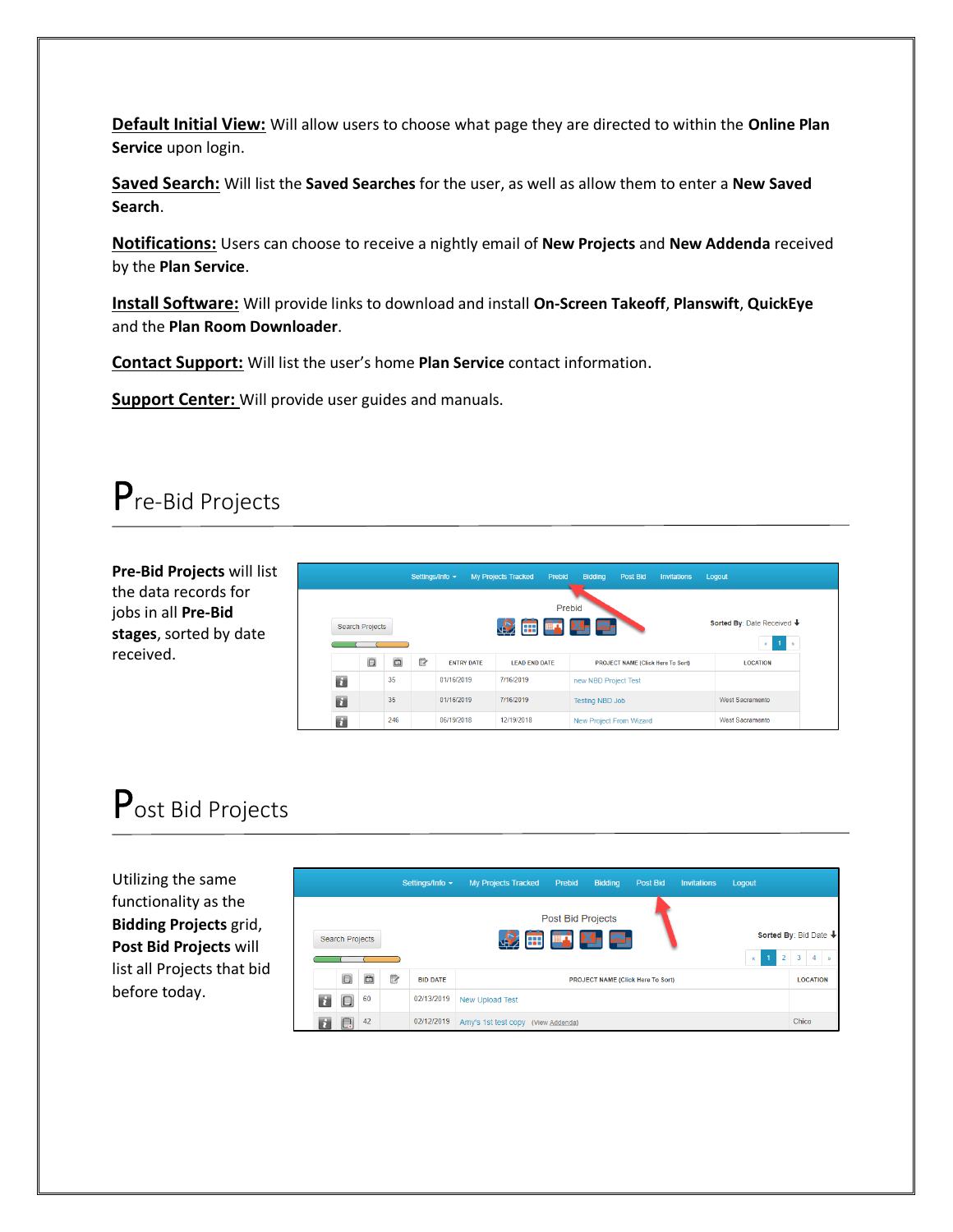**Default Initial View:** Will allow users to choose what page they are directed to within the **Online Plan Service** upon login.

**Saved Search:** Will list the **Saved Searches** for the user, as well as allow them to enter a **New Saved Search**.

**Notifications:** Users can choose to receive a nightly email of **New Projects** and **New Addenda** received by the **Plan Service**.

**Install Software:** Will provide links to download and install **On-Screen Takeoff**, **Planswift**, **QuickEye** and the **Plan Room Downloader**.

**Contact Support:** Will list the user's home **Plan Service** contact information.

**Support Center:** Will provide user guides and manuals.

# Pre-Bid Projects

**Pre-Bid Projects** will list the data records for jobs in all **Pre-Bid stages**, sorted by date received.

# Post Bid Projects

Utilizing the same functionality as the **Bidding Projects** grid, **Post Bid Projects** will list all Projects that bid before today.